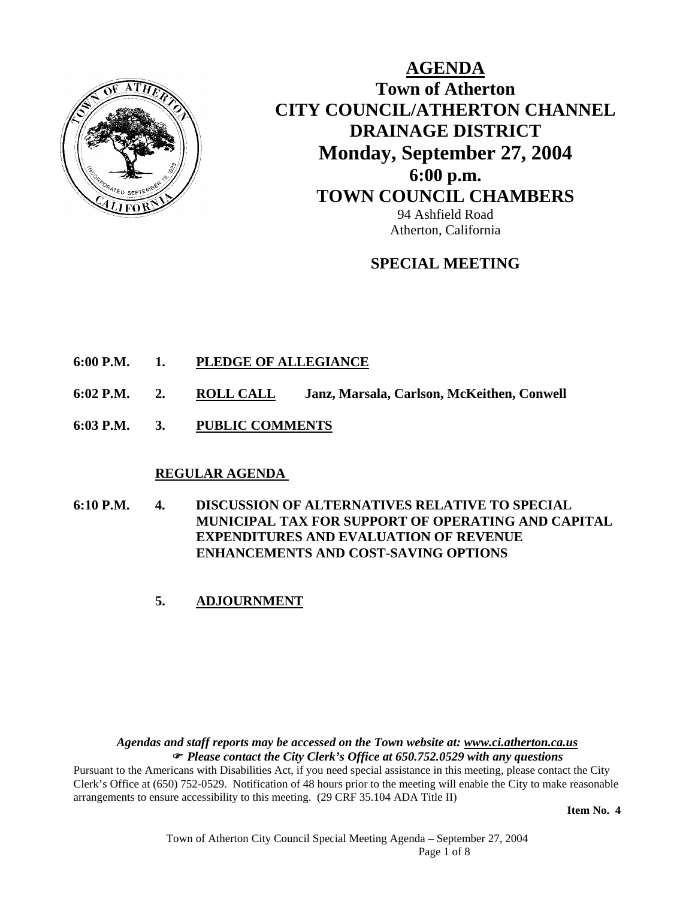# AGENDA

## Town of Atherton
## CITY COUNCIL/ATHERTON CHANNEL DRAINAGE DISTRICT
## Monday, September 27, 2004
## 6:00 p.m.
## TOWN COUNCIL CHAMBERS

94 Ashfield Road
Atherton, California

## SPECIAL MEETING

**6:00 P.M. 1. PLEDGE OF ALLEGIANCE**

**6:02 P.M. 2. ROLL CALL Janz, Marsala, Carlson, McKeithen, Conwell**

**6:03 P.M. 3. PUBLIC COMMENTS**

**REGULAR AGENDA**

**6:10 P.M. 4. DISCUSSION OF ALTERNATIVES RELATIVE TO SPECIAL MUNICIPAL TAX FOR SUPPORT OF OPERATING AND CAPITAL EXPENDITURES AND EVALUATION OF REVENUE ENHANCEMENTS AND COST-SAVING OPTIONS**

**5. ADJOURNMENT**

***Agendas and staff reports may be accessed on the Town website at: www.ci.atherton.ca.us***
***☞ Please contact the City Clerk's Office at 650.752.0529 with any questions***

Pursuant to the Americans with Disabilities Act, if you need special assistance in this meeting, please contact the City Clerk's Office at (650) 752-0529. Notification of 48 hours prior to the meeting will enable the City to make reasonable arrangements to ensure accessibility to this meeting. (29 CRF 35.104 ADA Title II)

**Item No. 4**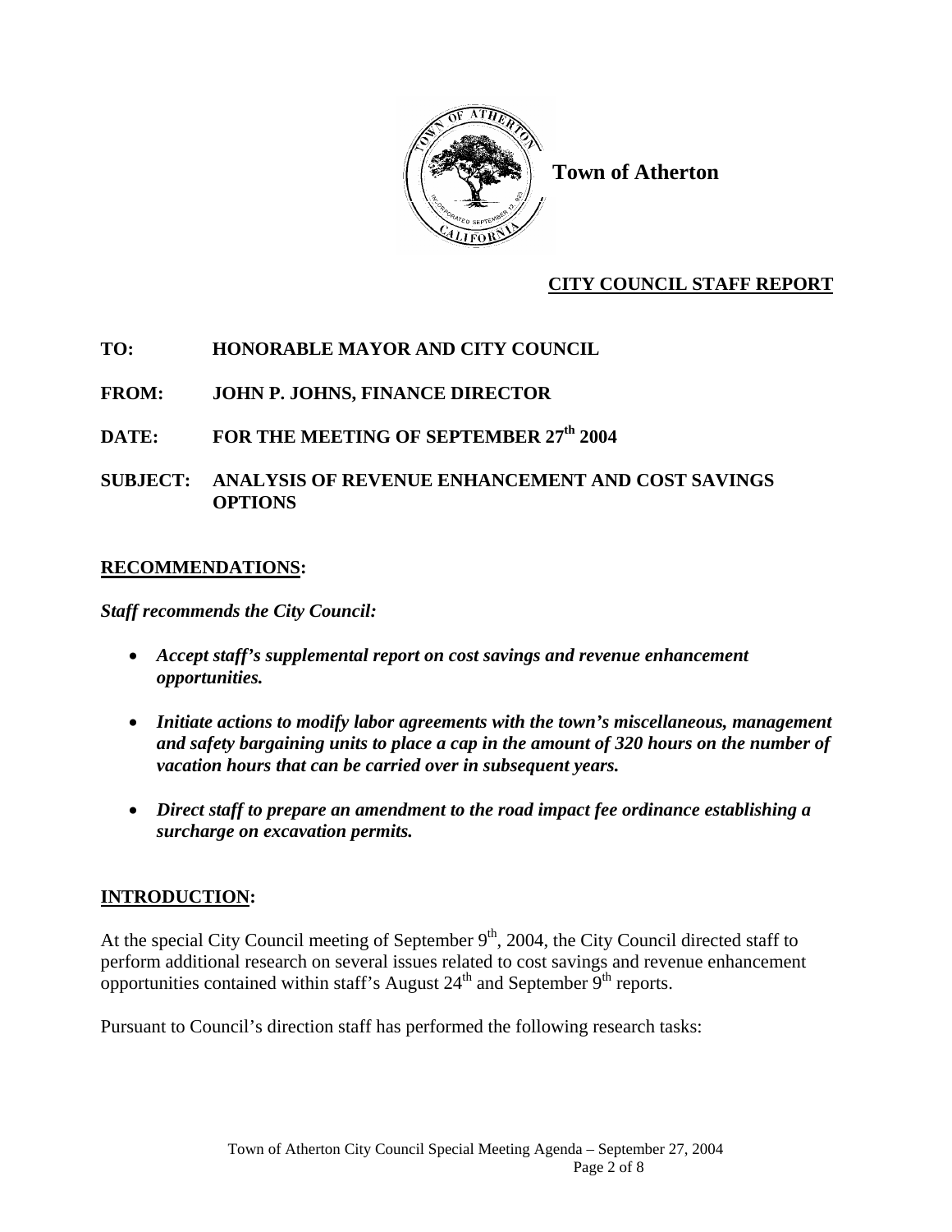**Town of Atherton**

**CITY COUNCIL STAFF REPORT**

**TO:** HONORABLE MAYOR AND CITY COUNCIL

**FROM:** JOHN P. JOHNS, FINANCE DIRECTOR

**DATE:** FOR THE MEETING OF SEPTEMBER 27th 2004

**SUBJECT:** ANALYSIS OF REVENUE ENHANCEMENT AND COST SAVINGS OPTIONS

## RECOMMENDATIONS:

***Staff recommends the City Council:***

- ***Accept staff's supplemental report on cost savings and revenue enhancement opportunities.***
- ***Initiate actions to modify labor agreements with the town's miscellaneous, management and safety bargaining units to place a cap in the amount of 320 hours on the number of vacation hours that can be carried over in subsequent years.***
- ***Direct staff to prepare an amendment to the road impact fee ordinance establishing a surcharge on excavation permits.***

## INTRODUCTION:

At the special City Council meeting of September 9th, 2004, the City Council directed staff to perform additional research on several issues related to cost savings and revenue enhancement opportunities contained within staff's August 24th and September 9th reports.

Pursuant to Council's direction staff has performed the following research tasks: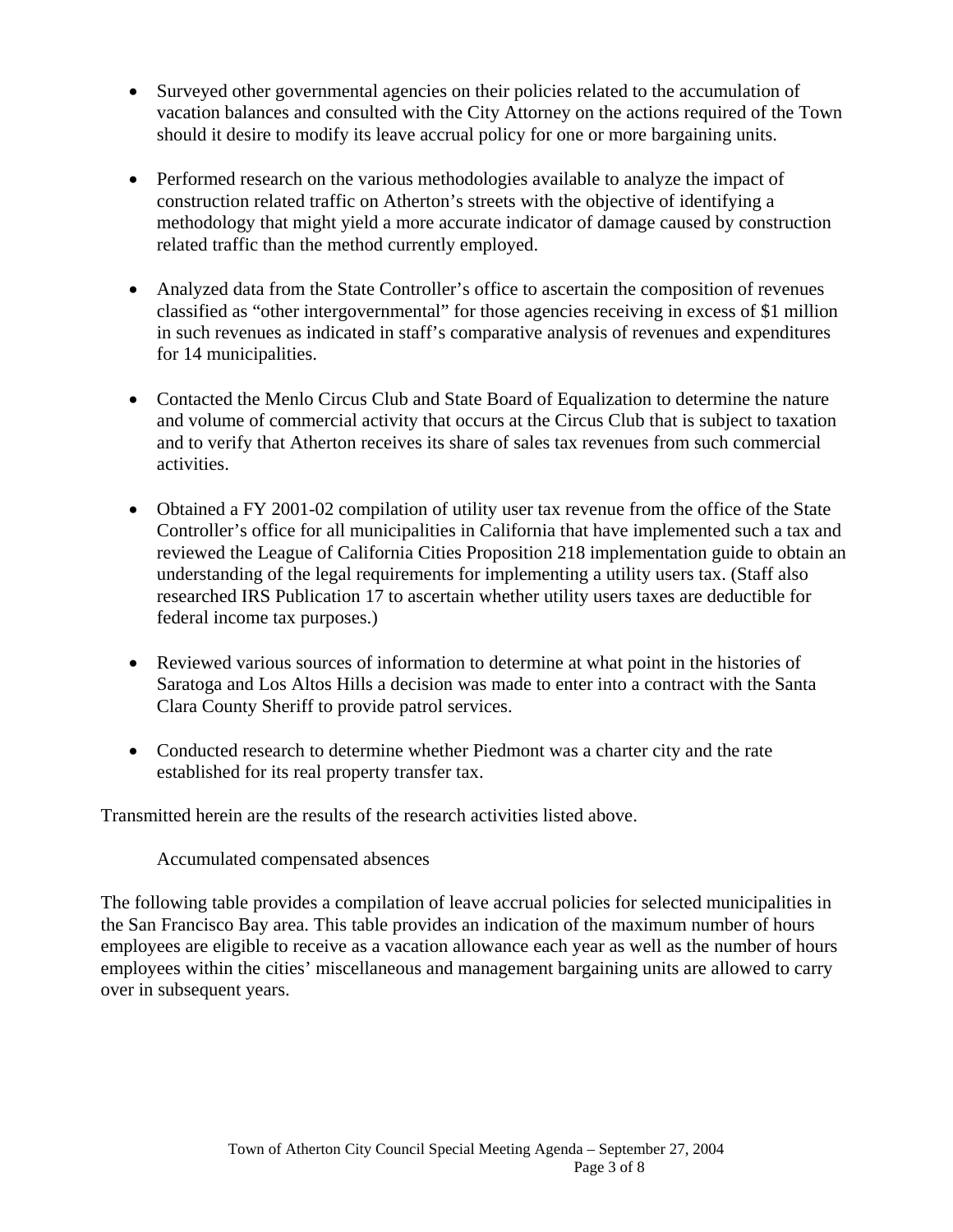- Surveyed other governmental agencies on their policies related to the accumulation of vacation balances and consulted with the City Attorney on the actions required of the Town should it desire to modify its leave accrual policy for one or more bargaining units.

- Performed research on the various methodologies available to analyze the impact of construction related traffic on Atherton's streets with the objective of identifying a methodology that might yield a more accurate indicator of damage caused by construction related traffic than the method currently employed.

- Analyzed data from the State Controller's office to ascertain the composition of revenues classified as "other intergovernmental" for those agencies receiving in excess of $1 million in such revenues as indicated in staff's comparative analysis of revenues and expenditures for 14 municipalities.

- Contacted the Menlo Circus Club and State Board of Equalization to determine the nature and volume of commercial activity that occurs at the Circus Club that is subject to taxation and to verify that Atherton receives its share of sales tax revenues from such commercial activities.

- Obtained a FY 2001-02 compilation of utility user tax revenue from the office of the State Controller's office for all municipalities in California that have implemented such a tax and reviewed the League of California Cities Proposition 218 implementation guide to obtain an understanding of the legal requirements for implementing a utility users tax. (Staff also researched IRS Publication 17 to ascertain whether utility users taxes are deductible for federal income tax purposes.)

- Reviewed various sources of information to determine at what point in the histories of Saratoga and Los Altos Hills a decision was made to enter into a contract with the Santa Clara County Sheriff to provide patrol services.

- Conducted research to determine whether Piedmont was a charter city and the rate established for its real property transfer tax.

Transmitted herein are the results of the research activities listed above.

Accumulated compensated absences

The following table provides a compilation of leave accrual policies for selected municipalities in the San Francisco Bay area. This table provides an indication of the maximum number of hours employees are eligible to receive as a vacation allowance each year as well as the number of hours employees within the cities' miscellaneous and management bargaining units are allowed to carry over in subsequent years.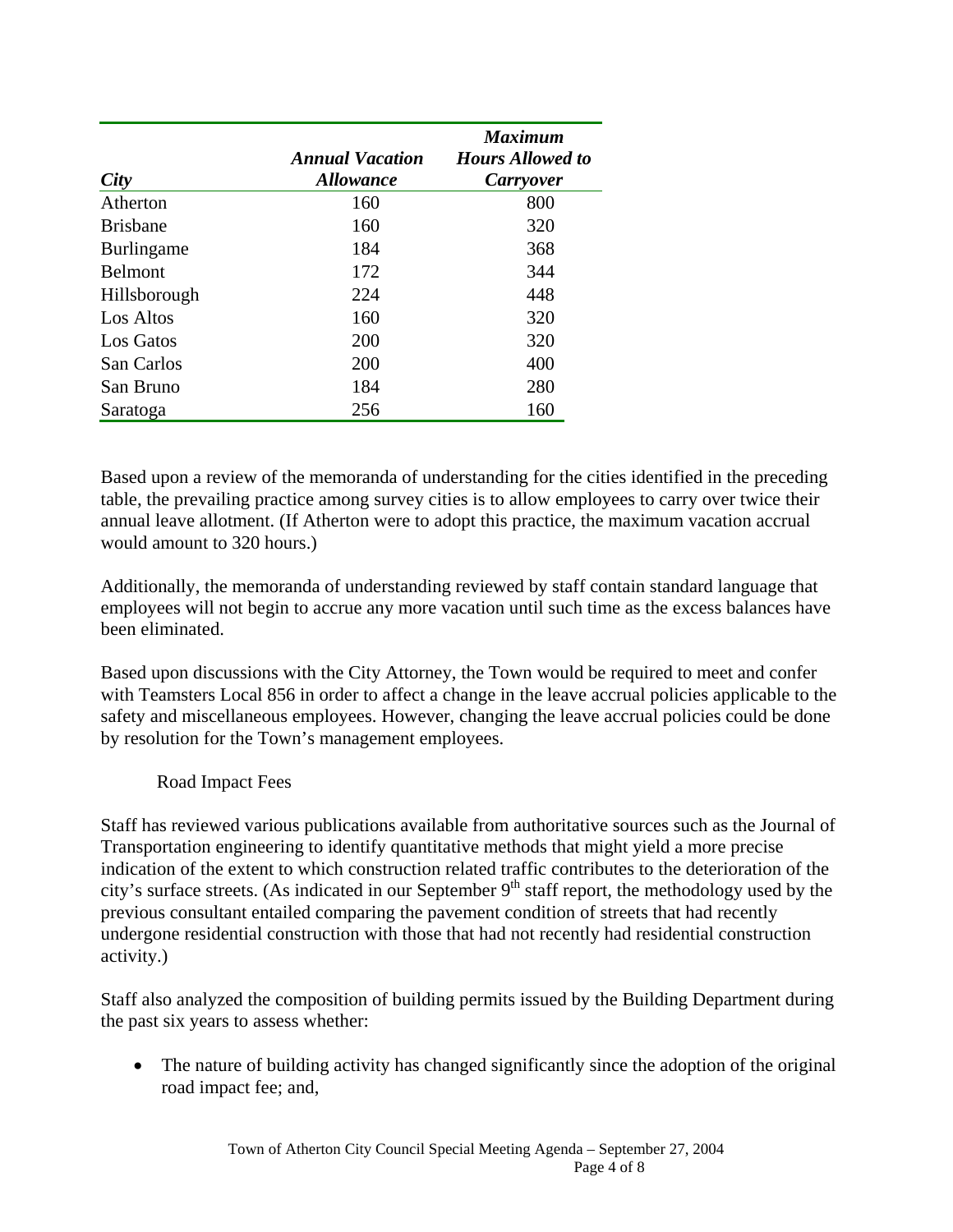| *City* | *Annual Vacation Allowance* | *Maximum Hours Allowed to Carryover* |
|---|---|---|
| Atherton | 160 | 800 |
| Brisbane | 160 | 320 |
| Burlingame | 184 | 368 |
| Belmont | 172 | 344 |
| Hillsborough | 224 | 448 |
| Los Altos | 160 | 320 |
| Los Gatos | 200 | 320 |
| San Carlos | 200 | 400 |
| San Bruno | 184 | 280 |
| Saratoga | 256 | 160 |

Based upon a review of the memoranda of understanding for the cities identified in the preceding table, the prevailing practice among survey cities is to allow employees to carry over twice their annual leave allotment. (If Atherton were to adopt this practice, the maximum vacation accrual would amount to 320 hours.)

Additionally, the memoranda of understanding reviewed by staff contain standard language that employees will not begin to accrue any more vacation until such time as the excess balances have been eliminated.

Based upon discussions with the City Attorney, the Town would be required to meet and confer with Teamsters Local 856 in order to affect a change in the leave accrual policies applicable to the safety and miscellaneous employees. However, changing the leave accrual policies could be done by resolution for the Town's management employees.

Road Impact Fees

Staff has reviewed various publications available from authoritative sources such as the Journal of Transportation engineering to identify quantitative methods that might yield a more precise indication of the extent to which construction related traffic contributes to the deterioration of the city's surface streets. (As indicated in our September 9th staff report, the methodology used by the previous consultant entailed comparing the pavement condition of streets that had recently undergone residential construction with those that had not recently had residential construction activity.)

Staff also analyzed the composition of building permits issued by the Building Department during the past six years to assess whether:

- The nature of building activity has changed significantly since the adoption of the original road impact fee; and,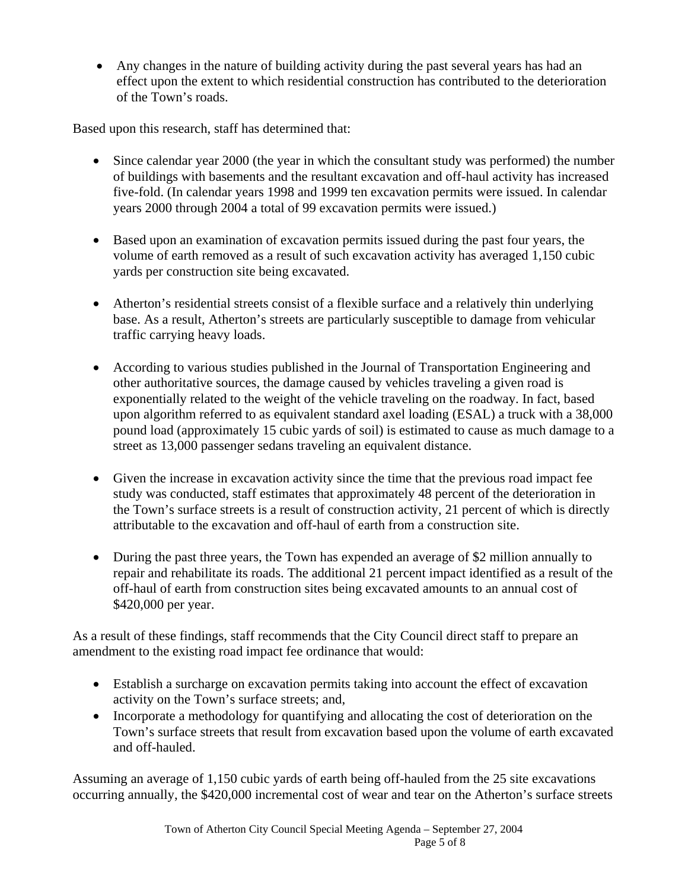- Any changes in the nature of building activity during the past several years has had an effect upon the extent to which residential construction has contributed to the deterioration of the Town's roads.

Based upon this research, staff has determined that:

- Since calendar year 2000 (the year in which the consultant study was performed) the number of buildings with basements and the resultant excavation and off-haul activity has increased five-fold. (In calendar years 1998 and 1999 ten excavation permits were issued. In calendar years 2000 through 2004 a total of 99 excavation permits were issued.)

- Based upon an examination of excavation permits issued during the past four years, the volume of earth removed as a result of such excavation activity has averaged 1,150 cubic yards per construction site being excavated.

- Atherton's residential streets consist of a flexible surface and a relatively thin underlying base. As a result, Atherton's streets are particularly susceptible to damage from vehicular traffic carrying heavy loads.

- According to various studies published in the Journal of Transportation Engineering and other authoritative sources, the damage caused by vehicles traveling a given road is exponentially related to the weight of the vehicle traveling on the roadway. In fact, based upon algorithm referred to as equivalent standard axel loading (ESAL) a truck with a 38,000 pound load (approximately 15 cubic yards of soil) is estimated to cause as much damage to a street as 13,000 passenger sedans traveling an equivalent distance.

- Given the increase in excavation activity since the time that the previous road impact fee study was conducted, staff estimates that approximately 48 percent of the deterioration in the Town's surface streets is a result of construction activity, 21 percent of which is directly attributable to the excavation and off-haul of earth from a construction site.

- During the past three years, the Town has expended an average of $2 million annually to repair and rehabilitate its roads. The additional 21 percent impact identified as a result of the off-haul of earth from construction sites being excavated amounts to an annual cost of $420,000 per year.

As a result of these findings, staff recommends that the City Council direct staff to prepare an amendment to the existing road impact fee ordinance that would:

- Establish a surcharge on excavation permits taking into account the effect of excavation activity on the Town's surface streets; and,
- Incorporate a methodology for quantifying and allocating the cost of deterioration on the Town's surface streets that result from excavation based upon the volume of earth excavated and off-hauled.

Assuming an average of 1,150 cubic yards of earth being off-hauled from the 25 site excavations occurring annually, the $420,000 incremental cost of wear and tear on the Atherton's surface streets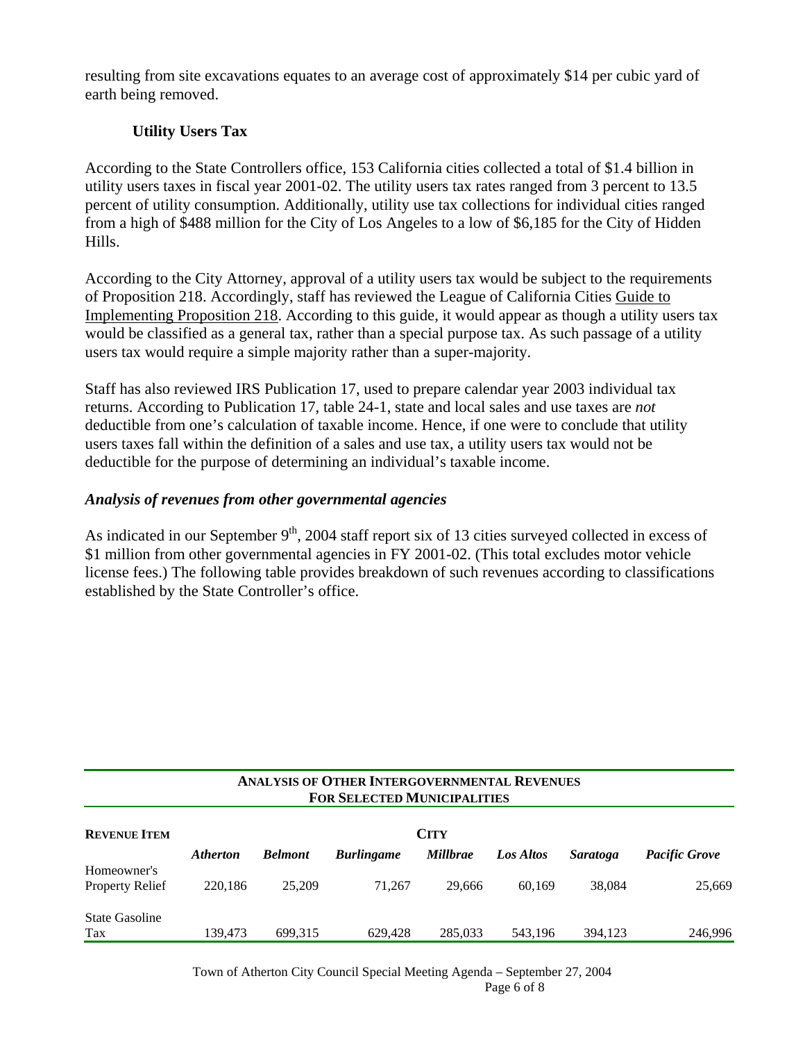resulting from site excavations equates to an average cost of approximately $14 per cubic yard of earth being removed.

### Utility Users Tax

According to the State Controllers office, 153 California cities collected a total of $1.4 billion in utility users taxes in fiscal year 2001-02. The utility users tax rates ranged from 3 percent to 13.5 percent of utility consumption. Additionally, utility use tax collections for individual cities ranged from a high of $488 million for the City of Los Angeles to a low of $6,185 for the City of Hidden Hills.

According to the City Attorney, approval of a utility users tax would be subject to the requirements of Proposition 218. Accordingly, staff has reviewed the League of California Cities Guide to Implementing Proposition 218. According to this guide, it would appear as though a utility users tax would be classified as a general tax, rather than a special purpose tax. As such passage of a utility users tax would require a simple majority rather than a super-majority.

Staff has also reviewed IRS Publication 17, used to prepare calendar year 2003 individual tax returns. According to Publication 17, table 24-1, state and local sales and use taxes are *not* deductible from one's calculation of taxable income. Hence, if one were to conclude that utility users taxes fall within the definition of a sales and use tax, a utility users tax would not be deductible for the purpose of determining an individual's taxable income.

### *Analysis of revenues from other governmental agencies*

As indicated in our September 9th, 2004 staff report six of 13 cities surveyed collected in excess of $1 million from other governmental agencies in FY 2001-02. (This total excludes motor vehicle license fees.) The following table provides breakdown of such revenues according to classifications established by the State Controller's office.

**ANALYSIS OF OTHER INTERGOVERNMENTAL REVENUES FOR SELECTED MUNICIPALITIES**

| REVENUE ITEM | CITY | | | | | | |
|---|---|---|---|---|---|---|---|
| | *Atherton* | *Belmont* | *Burlingame* | *Millbrae* | *Los Altos* | *Saratoga* | *Pacific Grove* |
| Homeowner's Property Relief | 220,186 | 25,209 | 71,267 | 29,666 | 60,169 | 38,084 | 25,669 |
| State Gasoline Tax | 139,473 | 699,315 | 629,428 | 285,033 | 543,196 | 394,123 | 246,996 |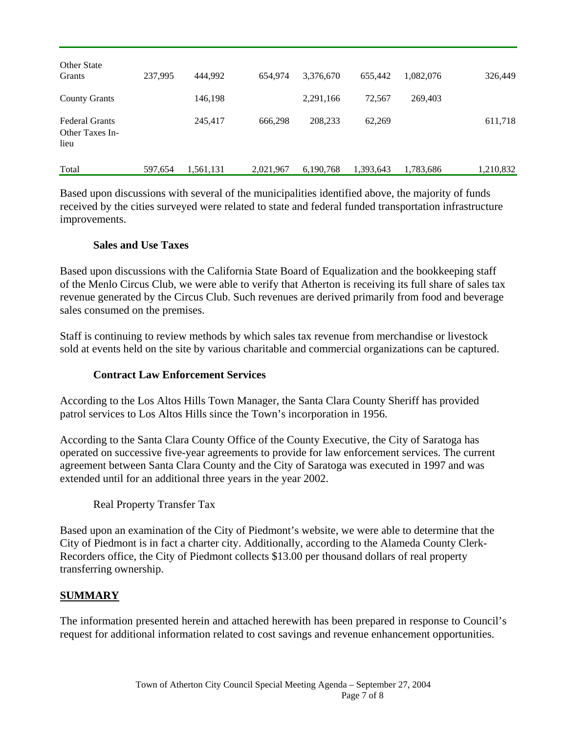| | | | | | | | |
|---|---|---|---|---|---|---|---|
| Other State Grants | 237,995 | 444,992 | 654,974 | 3,376,670 | 655,442 | 1,082,076 | 326,449 |
| County Grants | | 146,198 | | 2,291,166 | 72,567 | 269,403 | |
| Federal Grants Other Taxes In-lieu | | 245,417 | 666,298 | 208,233 | 62,269 | | 611,718 |
| Total | 597,654 | 1,561,131 | 2,021,967 | 6,190,768 | 1,393,643 | 1,783,686 | 1,210,832 |

Based upon discussions with several of the municipalities identified above, the majority of funds received by the cities surveyed were related to state and federal funded transportation infrastructure improvements.

**Sales and Use Taxes**

Based upon discussions with the California State Board of Equalization and the bookkeeping staff of the Menlo Circus Club, we were able to verify that Atherton is receiving its full share of sales tax revenue generated by the Circus Club. Such revenues are derived primarily from food and beverage sales consumed on the premises.

Staff is continuing to review methods by which sales tax revenue from merchandise or livestock sold at events held on the site by various charitable and commercial organizations can be captured.

**Contract Law Enforcement Services**

According to the Los Altos Hills Town Manager, the Santa Clara County Sheriff has provided patrol services to Los Altos Hills since the Town's incorporation in 1956.

According to the Santa Clara County Office of the County Executive, the City of Saratoga has operated on successive five-year agreements to provide for law enforcement services. The current agreement between Santa Clara County and the City of Saratoga was executed in 1997 and was extended until for an additional three years in the year 2002.

Real Property Transfer Tax

Based upon an examination of the City of Piedmont's website, we were able to determine that the City of Piedmont is in fact a charter city. Additionally, according to the Alameda County Clerk-Recorders office, the City of Piedmont collects $13.00 per thousand dollars of real property transferring ownership.

## SUMMARY

The information presented herein and attached herewith has been prepared in response to Council's request for additional information related to cost savings and revenue enhancement opportunities.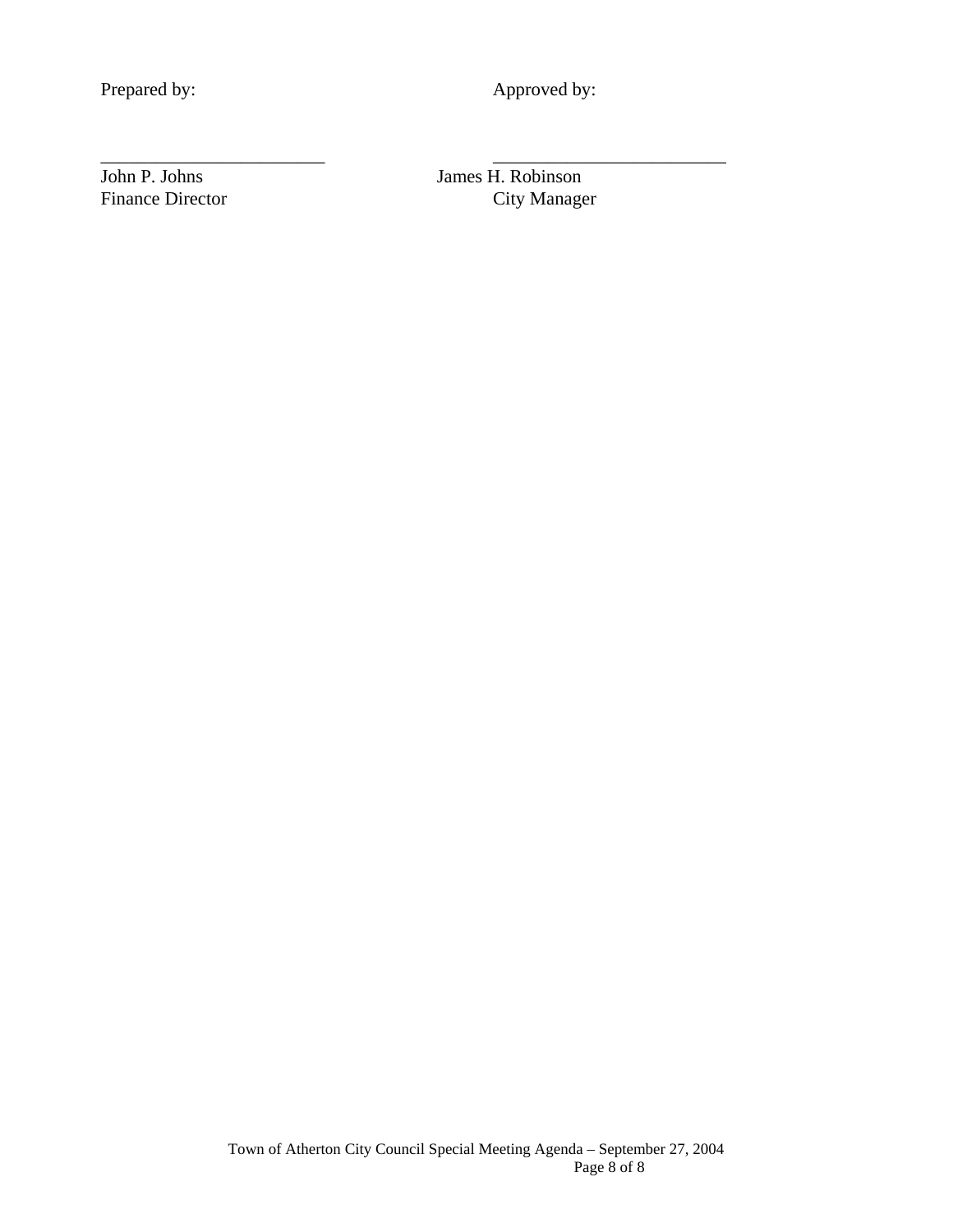| Prepared by: | Approved by: |
| --- | --- |
| ________________________ | ________________________ |
| John P. Johns | James H. Robinson |
| Finance Director | City Manager |